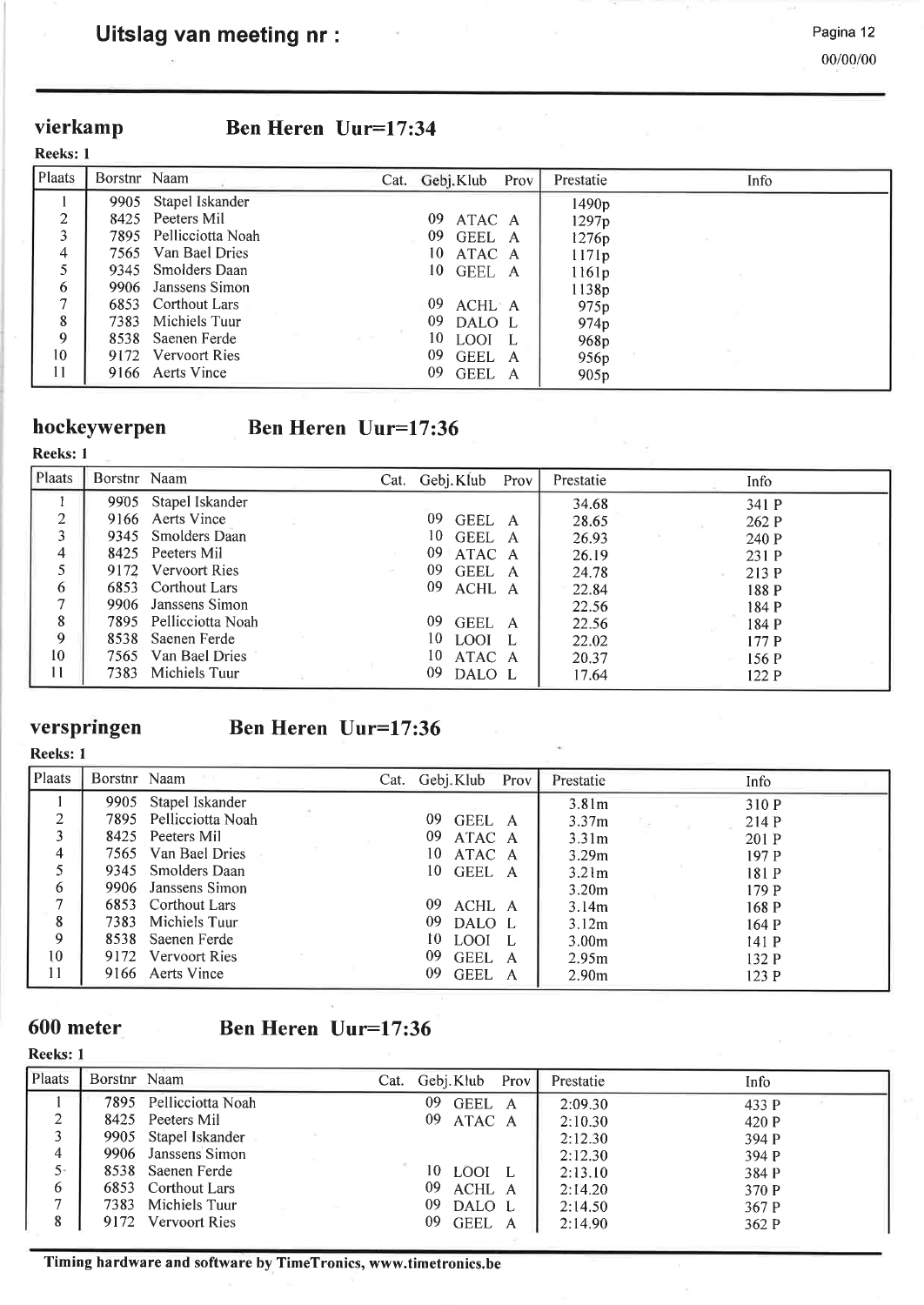# Uitslag van meeting nr :

## vierkamp — Ben Heren Uur=17:34

**Reeks: 1**

| Plaats | Borstnr | Naam | Cat. | Gebj. | Klub | Prov | Prestatie | Info |
|---|---|---|---|---|---|---|---|---|
| 1 | 9905 | Stapel Iskander | | | | | 1490p | |
| 2 | 8425 | Peeters Mil | | 09 | ATAC | A | 1297p | |
| 3 | 7895 | Pellicciotta Noah | | 09 | GEEL | A | 1276p | |
| 4 | 7565 | Van Bael Dries | | 10 | ATAC | A | 1171p | |
| 5 | 9345 | Smolders Daan | | 10 | GEEL | A | 1161p | |
| 6 | 9906 | Janssens Simon | | | | | 1138p | |
| 7 | 6853 | Corthout Lars | | 09 | ACHL | A | 975p | |
| 8 | 7383 | Michiels Tuur | | 09 | DALO | L | 974p | |
| 9 | 8538 | Saenen Ferde | | 10 | LOOI | L | 968p | |
| 10 | 9172 | Vervoort Ries | | 09 | GEEL | A | 956p | |
| 11 | 9166 | Aerts Vince | | 09 | GEEL | A | 905p | |

## hockeywerpen — Ben Heren Uur=17:36

**Reeks: 1**

| Plaats | Borstnr | Naam | Cat. | Gebj. | Klub | Prov | Prestatie | Info |
|---|---|---|---|---|---|---|---|---|
| 1 | 9905 | Stapel Iskander | | | | | 34.68 | 341 P |
| 2 | 9166 | Aerts Vince | | 09 | GEEL | A | 28.65 | 262 P |
| 3 | 9345 | Smolders Daan | | 10 | GEEL | A | 26.93 | 240 P |
| 4 | 8425 | Peeters Mil | | 09 | ATAC | A | 26.19 | 231 P |
| 5 | 9172 | Vervoort Ries | | 09 | GEEL | A | 24.78 | 213 P |
| 6 | 6853 | Corthout Lars | | 09 | ACHL | A | 22.84 | 188 P |
| 7 | 9906 | Janssens Simon | | | | | 22.56 | 184 P |
| 8 | 7895 | Pellicciotta Noah | | 09 | GEEL | A | 22.56 | 184 P |
| 9 | 8538 | Saenen Ferde | | 10 | LOOI | L | 22.02 | 177 P |
| 10 | 7565 | Van Bael Dries | | 10 | ATAC | A | 20.37 | 156 P |
| 11 | 7383 | Michiels Tuur | | 09 | DALO | L | 17.64 | 122 P |

## verspringen — Ben Heren Uur=17:36

**Reeks: 1**

| Plaats | Borstnr | Naam | Cat. | Gebj. | Klub | Prov | Prestatie | Info |
|---|---|---|---|---|---|---|---|---|
| 1 | 9905 | Stapel Iskander | | | | | 3.81m | 310 P |
| 2 | 7895 | Pellicciotta Noah | | 09 | GEEL | A | 3.37m | 214 P |
| 3 | 8425 | Peeters Mil | | 09 | ATAC | A | 3.31m | 201 P |
| 4 | 7565 | Van Bael Dries | | 10 | ATAC | A | 3.29m | 197 P |
| 5 | 9345 | Smolders Daan | | 10 | GEEL | A | 3.21m | 181 P |
| 6 | 9906 | Janssens Simon | | | | | 3.20m | 179 P |
| 7 | 6853 | Corthout Lars | | 09 | ACHL | A | 3.14m | 168 P |
| 8 | 7383 | Michiels Tuur | | 09 | DALO | L | 3.12m | 164 P |
| 9 | 8538 | Saenen Ferde | | 10 | LOOI | L | 3.00m | 141 P |
| 10 | 9172 | Vervoort Ries | | 09 | GEEL | A | 2.95m | 132 P |
| 11 | 9166 | Aerts Vince | | 09 | GEEL | A | 2.90m | 123 P |

## 600 meter — Ben Heren Uur=17:36

**Reeks: 1**

| Plaats | Borstnr | Naam | Cat. | Gebj. | Klub | Prov | Prestatie | Info |
|---|---|---|---|---|---|---|---|---|
| 1 | 7895 | Pellicciotta Noah | | 09 | GEEL | A | 2:09.30 | 433 P |
| 2 | 8425 | Peeters Mil | | 09 | ATAC | A | 2:10.30 | 420 P |
| 3 | 9905 | Stapel Iskander | | | | | 2:12.30 | 394 P |
| 4 | 9906 | Janssens Simon | | | | | 2:12.30 | 394 P |
| 5 | 8538 | Saenen Ferde | | 10 | LOOI | L | 2:13.10 | 384 P |
| 6 | 6853 | Corthout Lars | | 09 | ACHL | A | 2:14.20 | 370 P |
| 7 | 7383 | Michiels Tuur | | 09 | DALO | L | 2:14.50 | 367 P |
| 8 | 9172 | Vervoort Ries | | 09 | GEEL | A | 2:14.90 | 362 P |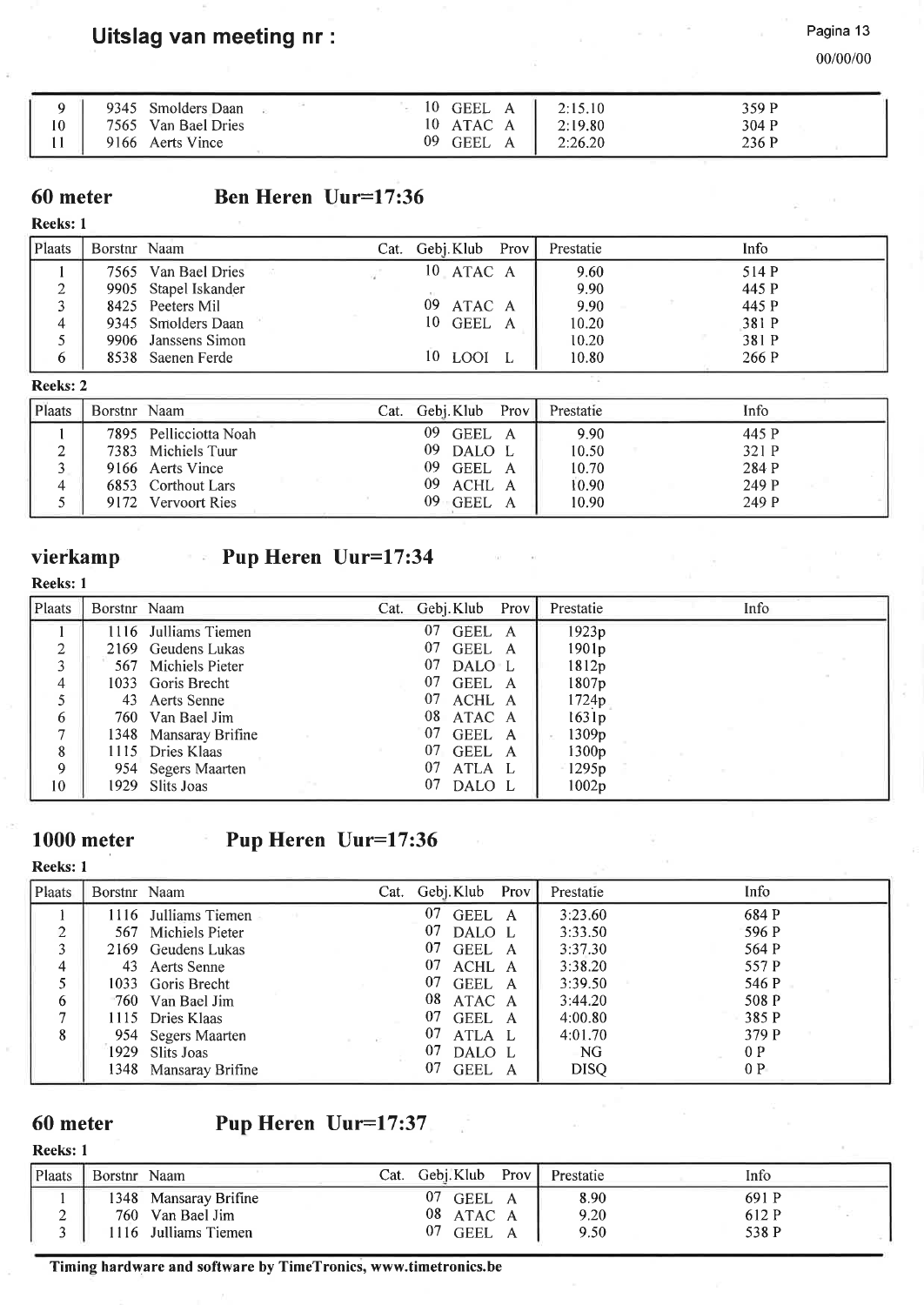# Uitslag van meeting nr :

| Plaats | Borstnr | Naam | Cat. | Gebj. | Klub | Prov | Prestatie | Info |
|---|---|---|---|---|---|---|---|---|
| 9 | 9345 | Smolders Daan | | 10 | GEEL | A | 2:15.10 | 359 P |
| 10 | 7565 | Van Bael Dries | | 10 | ATAC | A | 2:19.80 | 304 P |
| 11 | 9166 | Aerts Vince | | 09 | GEEL | A | 2:26.20 | 236 P |

## 60 meter Ben Heren Uur=17:36

**Reeks: 1**

| Plaats | Borstnr | Naam | Cat. | Gebj. | Klub | Prov | Prestatie | Info |
|---|---|---|---|---|---|---|---|---|
| 1 | 7565 | Van Bael Dries | | 10 | ATAC | A | 9.60 | 514 P |
| 2 | 9905 | Stapel Iskander | | | | | 9.90 | 445 P |
| 3 | 8425 | Peeters Mil | | 09 | ATAC | A | 9.90 | 445 P |
| 4 | 9345 | Smolders Daan | | 10 | GEEL | A | 10.20 | 381 P |
| 5 | 9906 | Janssens Simon | | | | | 10.20 | 381 P |
| 6 | 8538 | Saenen Ferde | | 10 | LOOI | L | 10.80 | 266 P |

**Reeks: 2**

| Plaats | Borstnr | Naam | Cat. | Gebj. | Klub | Prov | Prestatie | Info |
|---|---|---|---|---|---|---|---|---|
| 1 | 7895 | Pellicciotta Noah | | 09 | GEEL | A | 9.90 | 445 P |
| 2 | 7383 | Michiels Tuur | | 09 | DALO | L | 10.50 | 321 P |
| 3 | 9166 | Aerts Vince | | 09 | GEEL | A | 10.70 | 284 P |
| 4 | 6853 | Corthout Lars | | 09 | ACHL | A | 10.90 | 249 P |
| 5 | 9172 | Vervoort Ries | | 09 | GEEL | A | 10.90 | 249 P |

## vierkamp Pup Heren Uur=17:34

**Reeks: 1**

| Plaats | Borstnr | Naam | Cat. | Gebj. | Klub | Prov | Prestatie | Info |
|---|---|---|---|---|---|---|---|---|
| 1 | 1116 | Julliams Tiemen | | 07 | GEEL | A | 1923p | |
| 2 | 2169 | Geudens Lukas | | 07 | GEEL | A | 1901p | |
| 3 | 567 | Michiels Pieter | | 07 | DALO | L | 1812p | |
| 4 | 1033 | Goris Brecht | | 07 | GEEL | A | 1807p | |
| 5 | 43 | Aerts Senne | | 07 | ACHL | A | 1724p | |
| 6 | 760 | Van Bael Jim | | 08 | ATAC | A | 1631p | |
| 7 | 1348 | Mansaray Brifine | | 07 | GEEL | A | 1309p | |
| 8 | 1115 | Dries Klaas | | 07 | GEEL | A | 1300p | |
| 9 | 954 | Segers Maarten | | 07 | ATLA | L | 1295p | |
| 10 | 1929 | Slits Joas | | 07 | DALO | L | 1002p | |

## 1000 meter Pup Heren Uur=17:36

**Reeks: 1**

| Plaats | Borstnr | Naam | Cat. | Gebj. | Klub | Prov | Prestatie | Info |
|---|---|---|---|---|---|---|---|---|
| 1 | 1116 | Julliams Tiemen | | 07 | GEEL | A | 3:23.60 | 684 P |
| 2 | 567 | Michiels Pieter | | 07 | DALO | L | 3:33.50 | 596 P |
| 3 | 2169 | Geudens Lukas | | 07 | GEEL | A | 3:37.30 | 564 P |
| 4 | 43 | Aerts Senne | | 07 | ACHL | A | 3:38.20 | 557 P |
| 5 | 1033 | Goris Brecht | | 07 | GEEL | A | 3:39.50 | 546 P |
| 6 | 760 | Van Bael Jim | | 08 | ATAC | A | 3:44.20 | 508 P |
| 7 | 1115 | Dries Klaas | | 07 | GEEL | A | 4:00.80 | 385 P |
| 8 | 954 | Segers Maarten | | 07 | ATLA | L | 4:01.70 | 379 P |
| | 1929 | Slits Joas | | 07 | DALO | L | NG | 0 P |
| | 1348 | Mansaray Brifine | | 07 | GEEL | A | DISQ | 0 P |

## 60 meter Pup Heren Uur=17:37

**Reeks: 1**

| Plaats | Borstnr | Naam | Cat. | Gebj. | Klub | Prov | Prestatie | Info |
|---|---|---|---|---|---|---|---|---|
| 1 | 1348 | Mansaray Brifine | | 07 | GEEL | A | 8.90 | 691 P |
| 2 | 760 | Van Bael Jim | | 08 | ATAC | A | 9.20 | 612 P |
| 3 | 1116 | Julliams Tiemen | | 07 | GEEL | A | 9.50 | 538 P |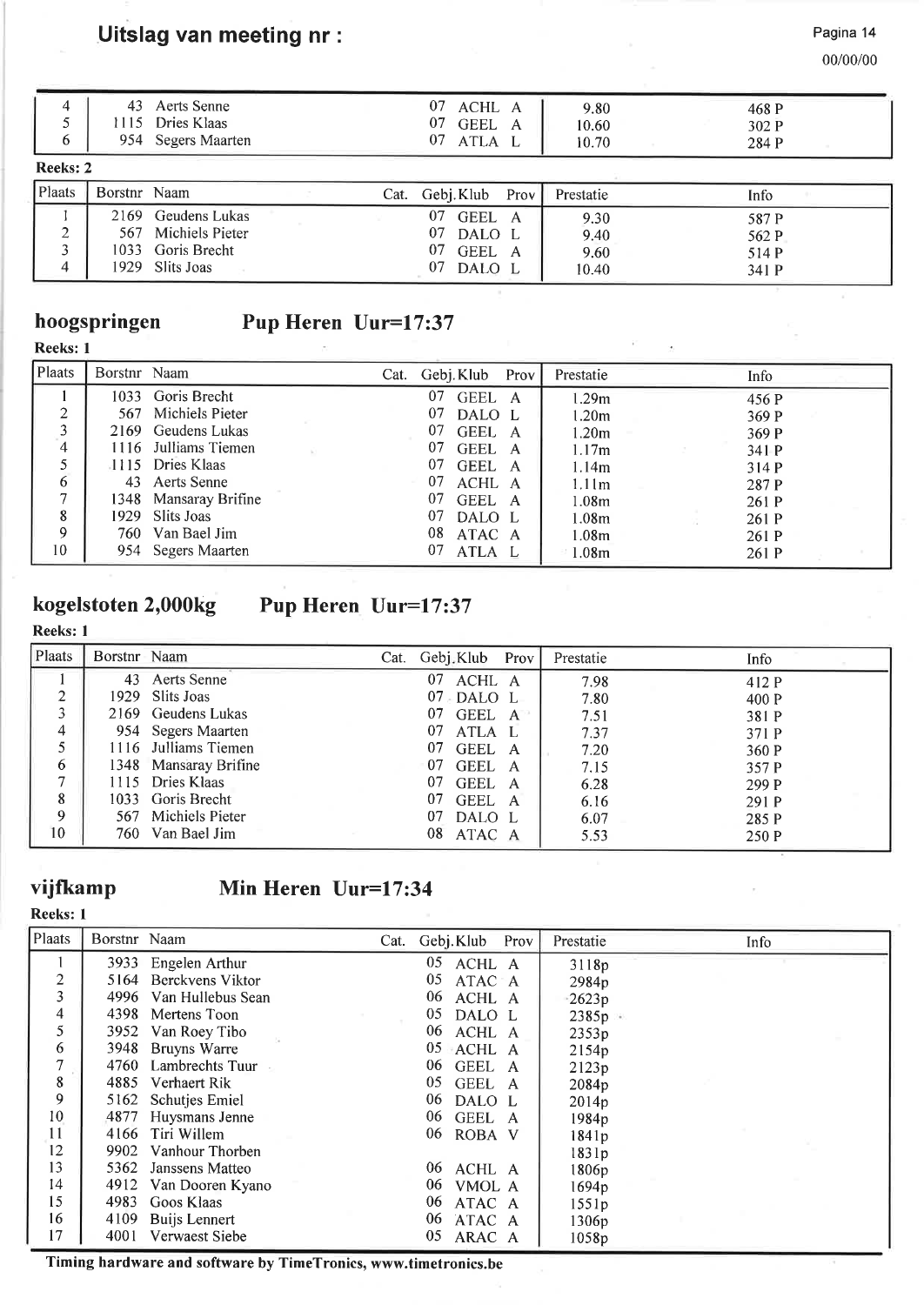## Uitslag van meeting nr :

| Plaats | Borstnr | Naam | Cat. | Gebj. | Klub | Prov | Prestatie | Info |
|---|---|---|---|---|---|---|---|---|
| 4 | 43 | Aerts Senne | | 07 | ACHL | A | 9.80 | 468 P |
| 5 | 1115 | Dries Klaas | | 07 | GEEL | A | 10.60 | 302 P |
| 6 | 954 | Segers Maarten | | 07 | ATLA | L | 10.70 | 284 P |

**Reeks: 2**

| Plaats | Borstnr | Naam | Cat. | Gebj. | Klub | Prov | Prestatie | Info |
|---|---|---|---|---|---|---|---|---|
| 1 | 2169 | Geudens Lukas | | 07 | GEEL | A | 9.30 | 587 P |
| 2 | 567 | Michiels Pieter | | 07 | DALO | L | 9.40 | 562 P |
| 3 | 1033 | Goris Brecht | | 07 | GEEL | A | 9.60 | 514 P |
| 4 | 1929 | Slits Joas | | 07 | DALO | L | 10.40 | 341 P |

### hoogspringen Pup Heren Uur=17:37

**Reeks: 1**

| Plaats | Borstnr | Naam | Cat. | Gebj. | Klub | Prov | Prestatie | Info |
|---|---|---|---|---|---|---|---|---|
| 1 | 1033 | Goris Brecht | | 07 | GEEL | A | 1.29m | 456 P |
| 2 | 567 | Michiels Pieter | | 07 | DALO | L | 1.20m | 369 P |
| 3 | 2169 | Geudens Lukas | | 07 | GEEL | A | 1.20m | 369 P |
| 4 | 1116 | Julliams Tiemen | | 07 | GEEL | A | 1.17m | 341 P |
| 5 | 1115 | Dries Klaas | | 07 | GEEL | A | 1.14m | 314 P |
| 6 | 43 | Aerts Senne | | 07 | ACHL | A | 1.11m | 287 P |
| 7 | 1348 | Mansaray Brifine | | 07 | GEEL | A | 1.08m | 261 P |
| 8 | 1929 | Slits Joas | | 07 | DALO | L | 1.08m | 261 P |
| 9 | 760 | Van Bael Jim | | 08 | ATAC | A | 1.08m | 261 P |
| 10 | 954 | Segers Maarten | | 07 | ATLA | L | 1.08m | 261 P |

### kogelstoten 2,000kg Pup Heren Uur=17:37

**Reeks: 1**

| Plaats | Borstnr | Naam | Cat. | Gebj. | Klub | Prov | Prestatie | Info |
|---|---|---|---|---|---|---|---|---|
| 1 | 43 | Aerts Senne | | 07 | ACHL | A | 7.98 | 412 P |
| 2 | 1929 | Slits Joas | | 07 | DALO | L | 7.80 | 400 P |
| 3 | 2169 | Geudens Lukas | | 07 | GEEL | A | 7.51 | 381 P |
| 4 | 954 | Segers Maarten | | 07 | ATLA | L | 7.37 | 371 P |
| 5 | 1116 | Julliams Tiemen | | 07 | GEEL | A | 7.20 | 360 P |
| 6 | 1348 | Mansaray Brifine | | 07 | GEEL | A | 7.15 | 357 P |
| 7 | 1115 | Dries Klaas | | 07 | GEEL | A | 6.28 | 299 P |
| 8 | 1033 | Goris Brecht | | 07 | GEEL | A | 6.16 | 291 P |
| 9 | 567 | Michiels Pieter | | 07 | DALO | L | 6.07 | 285 P |
| 10 | 760 | Van Bael Jim | | 08 | ATAC | A | 5.53 | 250 P |

### vijfkamp Min Heren Uur=17:34

**Reeks: 1**

| Plaats | Borstnr | Naam | Cat. | Gebj. | Klub | Prov | Prestatie | Info |
|---|---|---|---|---|---|---|---|---|
| 1 | 3933 | Engelen Arthur | | 05 | ACHL | A | 3118p | |
| 2 | 5164 | Berckvens Viktor | | 05 | ATAC | A | 2984p | |
| 3 | 4996 | Van Hullebus Sean | | 06 | ACHL | A | 2623p | |
| 4 | 4398 | Mertens Toon | | 05 | DALO | L | 2385p | |
| 5 | 3952 | Van Roey Tibo | | 06 | ACHL | A | 2353p | |
| 6 | 3948 | Bruyns Warre | | 05 | ACHL | A | 2154p | |
| 7 | 4760 | Lambrechts Tuur | | 06 | GEEL | A | 2123p | |
| 8 | 4885 | Verhaert Rik | | 05 | GEEL | A | 2084p | |
| 9 | 5162 | Schutjes Emiel | | 06 | DALO | L | 2014p | |
| 10 | 4877 | Huysmans Jenne | | 06 | GEEL | A | 1984p | |
| 11 | 4166 | Tiri Willem | | 06 | ROBA | V | 1841p | |
| 12 | 9902 | Vanhour Thorben | | | | | 1831p | |
| 13 | 5362 | Janssens Matteo | | 06 | ACHL | A | 1806p | |
| 14 | 4912 | Van Dooren Kyano | | 06 | VMOL | A | 1694p | |
| 15 | 4983 | Goos Klaas | | 06 | ATAC | A | 1551p | |
| 16 | 4109 | Buijs Lennert | | 06 | ATAC | A | 1306p | |
| 17 | 4001 | Verwaest Siebe | | 05 | ARAC | A | 1058p | |

**Timing hardware and software by TimeTronics, www.timetronics.be**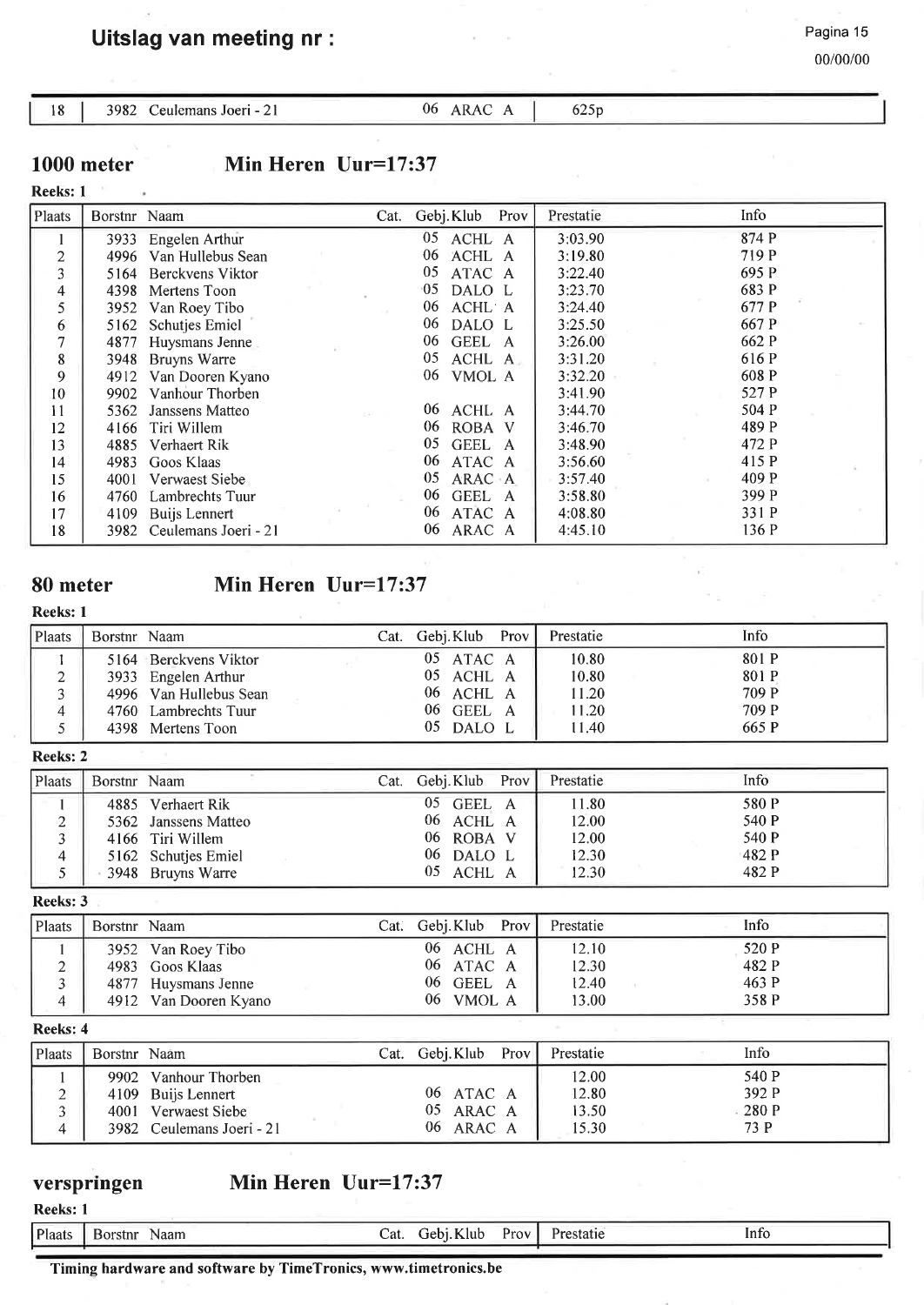## Uitslag van meeting nr :

| 18 | 3982 Ceulemans Joeri - 21 | 06 ARAC A | 625p |
|---|---|---|---|

### 1000 meter — Min Heren Uur=17:37

**Reeks: 1**

| Plaats | Borstnr | Naam | Cat. | Gebj. | Klub | Prov | Prestatie | Info |
|---|---|---|---|---|---|---|---|---|
| 1 | 3933 | Engelen Arthur | | 05 | ACHL | A | 3:03.90 | 874 P |
| 2 | 4996 | Van Hullebus Sean | | 06 | ACHL | A | 3:19.80 | 719 P |
| 3 | 5164 | Berckvens Viktor | | 05 | ATAC | A | 3:22.40 | 695 P |
| 4 | 4398 | Mertens Toon | | 05 | DALO | L | 3:23.70 | 683 P |
| 5 | 3952 | Van Roey Tibo | | 06 | ACHL | A | 3:24.40 | 677 P |
| 6 | 5162 | Schutjes Emiel | | 06 | DALO | L | 3:25.50 | 667 P |
| 7 | 4877 | Huysmans Jenne | | 06 | GEEL | A | 3:26.00 | 662 P |
| 8 | 3948 | Bruyns Warre | | 05 | ACHL | A | 3:31.20 | 616 P |
| 9 | 4912 | Van Dooren Kyano | | 06 | VMOL | A | 3:32.20 | 608 P |
| 10 | 9902 | Vanhour Thorben | | | | | 3:41.90 | 527 P |
| 11 | 5362 | Janssens Matteo | | 06 | ACHL | A | 3:44.70 | 504 P |
| 12 | 4166 | Tiri Willem | | 06 | ROBA | V | 3:46.70 | 489 P |
| 13 | 4885 | Verhaert Rik | | 05 | GEEL | A | 3:48.90 | 472 P |
| 14 | 4983 | Goos Klaas | | 06 | ATAC | A | 3:56.60 | 415 P |
| 15 | 4001 | Verwaest Siebe | | 05 | ARAC | A | 3:57.40 | 409 P |
| 16 | 4760 | Lambrechts Tuur | | 06 | GEEL | A | 3:58.80 | 399 P |
| 17 | 4109 | Buijs Lennert | | 06 | ATAC | A | 4:08.80 | 331 P |
| 18 | 3982 | Ceulemans Joeri - 21 | | 06 | ARAC | A | 4:45.10 | 136 P |

### 80 meter — Min Heren Uur=17:37

**Reeks: 1**

| Plaats | Borstnr | Naam | Cat. | Gebj. | Klub | Prov | Prestatie | Info |
|---|---|---|---|---|---|---|---|---|
| 1 | 5164 | Berckvens Viktor | | 05 | ATAC | A | 10.80 | 801 P |
| 2 | 3933 | Engelen Arthur | | 05 | ACHL | A | 10.80 | 801 P |
| 3 | 4996 | Van Hullebus Sean | | 06 | ACHL | A | 11.20 | 709 P |
| 4 | 4760 | Lambrechts Tuur | | 06 | GEEL | A | 11.20 | 709 P |
| 5 | 4398 | Mertens Toon | | 05 | DALO | L | 11.40 | 665 P |

**Reeks: 2**

| Plaats | Borstnr | Naam | Cat. | Gebj. | Klub | Prov | Prestatie | Info |
|---|---|---|---|---|---|---|---|---|
| 1 | 4885 | Verhaert Rik | | 05 | GEEL | A | 11.80 | 580 P |
| 2 | 5362 | Janssens Matteo | | 06 | ACHL | A | 12.00 | 540 P |
| 3 | 4166 | Tiri Willem | | 06 | ROBA | V | 12.00 | 540 P |
| 4 | 5162 | Schutjes Emiel | | 06 | DALO | L | 12.30 | 482 P |
| 5 | 3948 | Bruyns Warre | | 05 | ACHL | A | 12.30 | 482 P |

**Reeks: 3**

| Plaats | Borstnr | Naam | Cat. | Gebj. | Klub | Prov | Prestatie | Info |
|---|---|---|---|---|---|---|---|---|
| 1 | 3952 | Van Roey Tibo | | 06 | ACHL | A | 12.10 | 520 P |
| 2 | 4983 | Goos Klaas | | 06 | ATAC | A | 12.30 | 482 P |
| 3 | 4877 | Huysmans Jenne | | 06 | GEEL | A | 12.40 | 463 P |
| 4 | 4912 | Van Dooren Kyano | | 06 | VMOL | A | 13.00 | 358 P |

**Reeks: 4**

| Plaats | Borstnr | Naam | Cat. | Gebj. | Klub | Prov | Prestatie | Info |
|---|---|---|---|---|---|---|---|---|
| 1 | 9902 | Vanhour Thorben | | | | | 12.00 | 540 P |
| 2 | 4109 | Buijs Lennert | | 06 | ATAC | A | 12.80 | 392 P |
| 3 | 4001 | Verwaest Siebe | | 05 | ARAC | A | 13.50 | 280 P |
| 4 | 3982 | Ceulemans Joeri - 21 | | 06 | ARAC | A | 15.30 | 73 P |

### verspringen — Min Heren Uur=17:37

**Reeks: 1**

| Plaats | Borstnr | Naam | Cat. | Gebj. | Klub | Prov | Prestatie | Info |
|---|---|---|---|---|---|---|---|---|

**Timing hardware and software by TimeTronics, www.timetronics.be**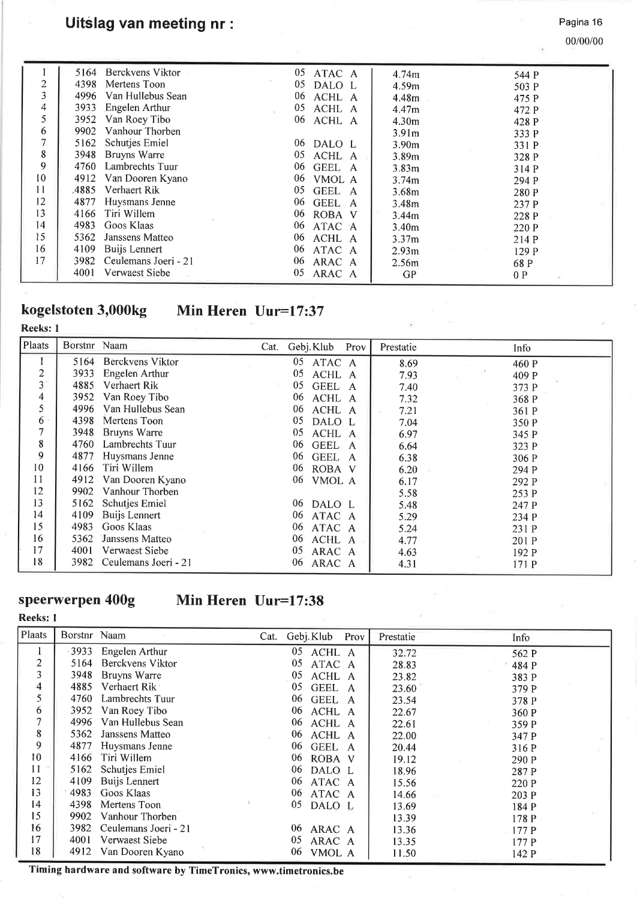| | | | | | | |
|---|---|---|---|---|---|---|
| 1 | 5164 | Berckvens Viktor | 05 ATAC | A | 4.74m | 544 P |
| 2 | 4398 | Mertens Toon | 05 DALO | L | 4.59m | 503 P |
| 3 | 4996 | Van Hullebus Sean | 06 ACHL | A | 4.48m | 475 P |
| 4 | 3933 | Engelen Arthur | 05 ACHL | A | 4.47m | 472 P |
| 5 | 3952 | Van Roey Tibo | 06 ACHL | A | 4.30m | 428 P |
| 6 | 9902 | Vanhour Thorben | | | 3.91m | 333 P |
| 7 | 5162 | Schutjes Emiel | 06 DALO | L | 3.90m | 331 P |
| 8 | 3948 | Bruyns Warre | 05 ACHL | A | 3.89m | 328 P |
| 9 | 4760 | Lambrechts Tuur | 06 GEEL | A | 3.83m | 314 P |
| 10 | 4912 | Van Dooren Kyano | 06 VMOL | A | 3.74m | 294 P |
| 11 | 4885 | Verhaert Rik | 05 GEEL | A | 3.68m | 280 P |
| 12 | 4877 | Huysmans Jenne | 06 GEEL | A | 3.48m | 237 P |
| 13 | 4166 | Tiri Willem | 06 ROBA | V | 3.44m | 228 P |
| 14 | 4983 | Goos Klaas | 06 ATAC | A | 3.40m | 220 P |
| 15 | 5362 | Janssens Matteo | 06 ACHL | A | 3.37m | 214 P |
| 16 | 4109 | Buijs Lennert | 06 ATAC | A | 2.93m | 129 P |
| 17 | 3982 | Ceulemans Joeri - 21 | 06 ARAC | A | 2.56m | 68 P |
| | 4001 | Verwaest Siebe | 05 ARAC | A | GP | 0 P |

## kogelstoten 3,000kg Min Heren Uur=17:37

**Reeks: 1**

| Plaats | Borstnr | Naam | Cat. Gebj.Klub | Prov | Prestatie | Info |
|---|---|---|---|---|---|---|
| 1 | 5164 | Berckvens Viktor | 05 ATAC | A | 8.69 | 460 P |
| 2 | 3933 | Engelen Arthur | 05 ACHL | A | 7.93 | 409 P |
| 3 | 4885 | Verhaert Rik | 05 GEEL | A | 7.40 | 373 P |
| 4 | 3952 | Van Roey Tibo | 06 ACHL | A | 7.32 | 368 P |
| 5 | 4996 | Van Hullebus Sean | 06 ACHL | A | 7.21 | 361 P |
| 6 | 4398 | Mertens Toon | 05 DALO | L | 7.04 | 350 P |
| 7 | 3948 | Bruyns Warre | 05 ACHL | A | 6.97 | 345 P |
| 8 | 4760 | Lambrechts Tuur | 06 GEEL | A | 6.64 | 323 P |
| 9 | 4877 | Huysmans Jenne | 06 GEEL | A | 6.38 | 306 P |
| 10 | 4166 | Tiri Willem | 06 ROBA | V | 6.20 | 294 P |
| 11 | 4912 | Van Dooren Kyano | 06 VMOL | A | 6.17 | 292 P |
| 12 | 9902 | Vanhour Thorben | | | 5.58 | 253 P |
| 13 | 5162 | Schutjes Emiel | 06 DALO | L | 5.48 | 247 P |
| 14 | 4109 | Buijs Lennert | 06 ATAC | A | 5.29 | 234 P |
| 15 | 4983 | Goos Klaas | 06 ATAC | A | 5.24 | 231 P |
| 16 | 5362 | Janssens Matteo | 06 ACHL | A | 4.77 | 201 P |
| 17 | 4001 | Verwaest Siebe | 05 ARAC | A | 4.63 | 192 P |
| 18 | 3982 | Ceulemans Joeri - 21 | 06 ARAC | A | 4.31 | 171 P |

## speerwerpen 400g Min Heren Uur=17:38

**Reeks: 1**

| Plaats | Borstnr | Naam | Cat. Gebj.Klub | Prov | Prestatie | Info |
|---|---|---|---|---|---|---|
| 1 | 3933 | Engelen Arthur | 05 ACHL | A | 32.72 | 562 P |
| 2 | 5164 | Berckvens Viktor | 05 ATAC | A | 28.83 | 484 P |
| 3 | 3948 | Bruyns Warre | 05 ACHL | A | 23.82 | 383 P |
| 4 | 4885 | Verhaert Rik | 05 GEEL | A | 23.60 | 379 P |
| 5 | 4760 | Lambrechts Tuur | 06 GEEL | A | 23.54 | 378 P |
| 6 | 3952 | Van Roey Tibo | 06 ACHL | A | 22.67 | 360 P |
| 7 | 4996 | Van Hullebus Sean | 06 ACHL | A | 22.61 | 359 P |
| 8 | 5362 | Janssens Matteo | 06 ACHL | A | 22.00 | 347 P |
| 9 | 4877 | Huysmans Jenne | 06 GEEL | A | 20.44 | 316 P |
| 10 | 4166 | Tiri Willem | 06 ROBA | V | 19.12 | 290 P |
| 11 | 5162 | Schutjes Emiel | 06 DALO | L | 18.96 | 287 P |
| 12 | 4109 | Buijs Lennert | 06 ATAC | A | 15.56 | 220 P |
| 13 | 4983 | Goos Klaas | 06 ATAC | A | 14.66 | 203 P |
| 14 | 4398 | Mertens Toon | 05 DALO | L | 13.69 | 184 P |
| 15 | 9902 | Vanhour Thorben | | | 13.39 | 178 P |
| 16 | 3982 | Ceulemans Joeri - 21 | 06 ARAC | A | 13.36 | 177 P |
| 17 | 4001 | Verwaest Siebe | 05 ARAC | A | 13.35 | 177 P |
| 18 | 4912 | Van Dooren Kyano | 06 VMOL | A | 11.50 | 142 P |